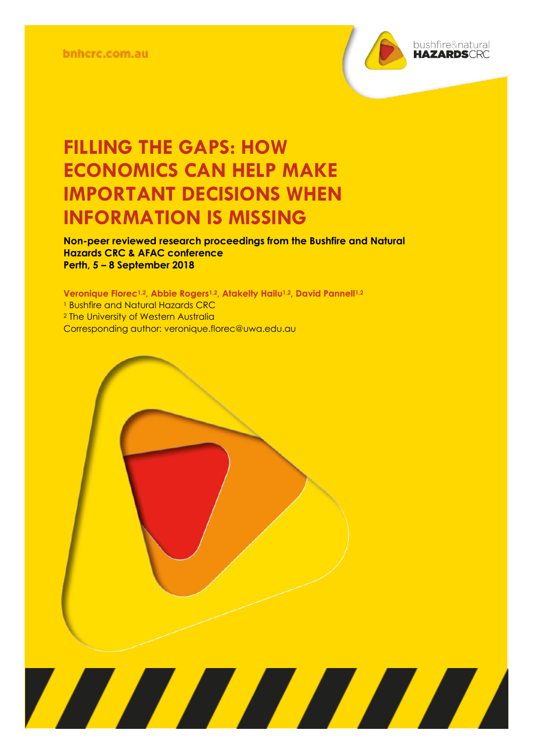bnhcrc.com.au

# FILLING THE GAPS: HOW ECONOMICS CAN HELP MAKE IMPORTANT DECISIONS WHEN INFORMATION IS MISSING

**Non-peer reviewed research proceedings from the Bushfire and Natural Hazards CRC & AFAC conference**
**Perth, 5 – 8 September 2018**

**Veronique Florec[1,2], Abbie Rogers[1,2], Atakelty Hailu[1,2], David Pannell[1,2]**

[1] Bushfire and Natural Hazards CRC
[2] The University of Western Australia
Corresponding author: veronique.florec@uwa.edu.au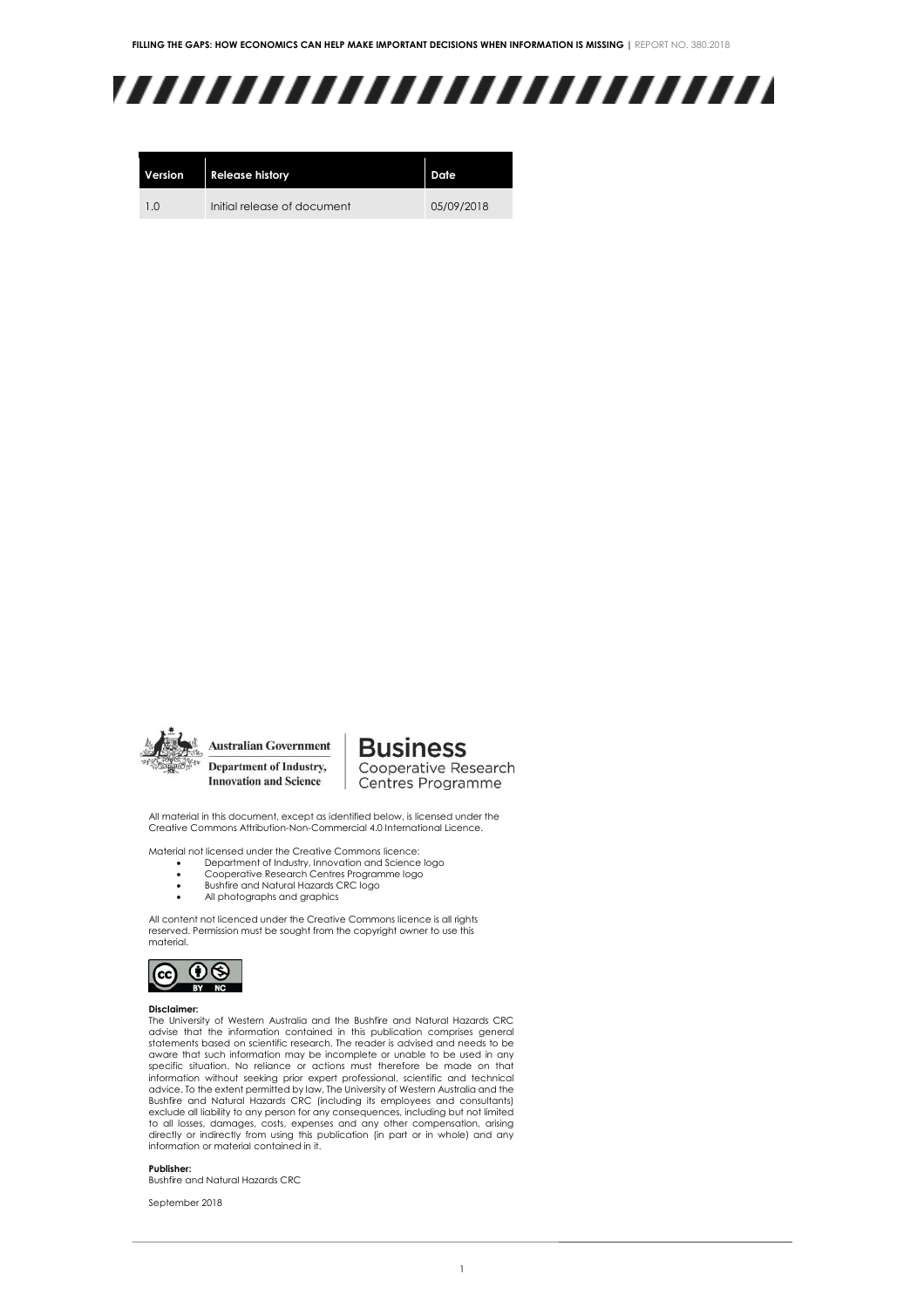| Version | Release history | Date |
|---|---|---|
| 1.0 | Initial release of document | 05/09/2018 |

All material in this document, except as identified below, is licensed under the Creative Commons Attribution-Non-Commercial 4.0 International Licence.

Material not licensed under the Creative Commons licence:

- Department of Industry, Innovation and Science logo
- Cooperative Research Centres Programme logo
- Bushfire and Natural Hazards CRC logo
- All photographs and graphics

All content not licenced under the Creative Commons licence is all rights reserved. Permission must be sought from the copyright owner to use this material.

**Disclaimer:**
The University of Western Australia and the Bushfire and Natural Hazards CRC advise that the information contained in this publication comprises general statements based on scientific research. The reader is advised and needs to be aware that such information may be incomplete or unable to be used in any specific situation. No reliance or actions must therefore be made on that information without seeking prior expert professional, scientific and technical advice. To the extent permitted by law, The University of Western Australia and the Bushfire and Natural Hazards CRC (including its employees and consultants) exclude all liability to any person for any consequences, including but not limited to all losses, damages, costs, expenses and any other compensation, arising directly or indirectly from using this publication (in part or in whole) and any information or material contained in it.

**Publisher:**
Bushfire and Natural Hazards CRC

September 2018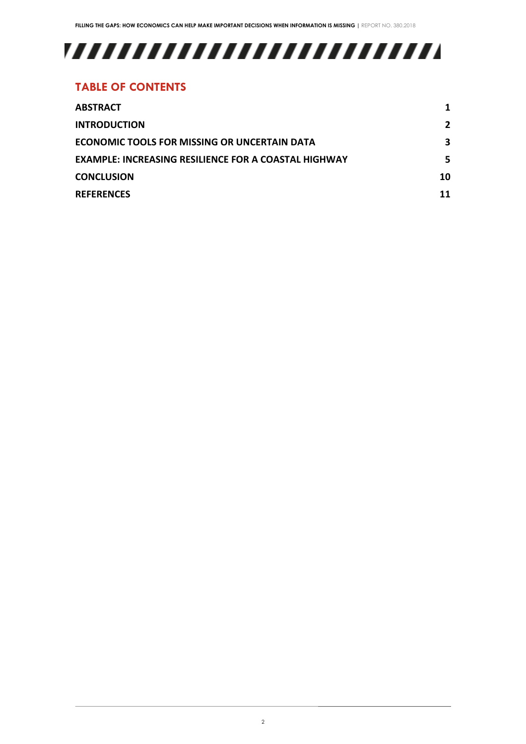## TABLE OF CONTENTS

| | |
|---|---|
| **ABSTRACT** | **1** |
| **INTRODUCTION** | **2** |
| **ECONOMIC TOOLS FOR MISSING OR UNCERTAIN DATA** | **3** |
| **EXAMPLE: INCREASING RESILIENCE FOR A COASTAL HIGHWAY** | **5** |
| **CONCLUSION** | **10** |
| **REFERENCES** | **11** |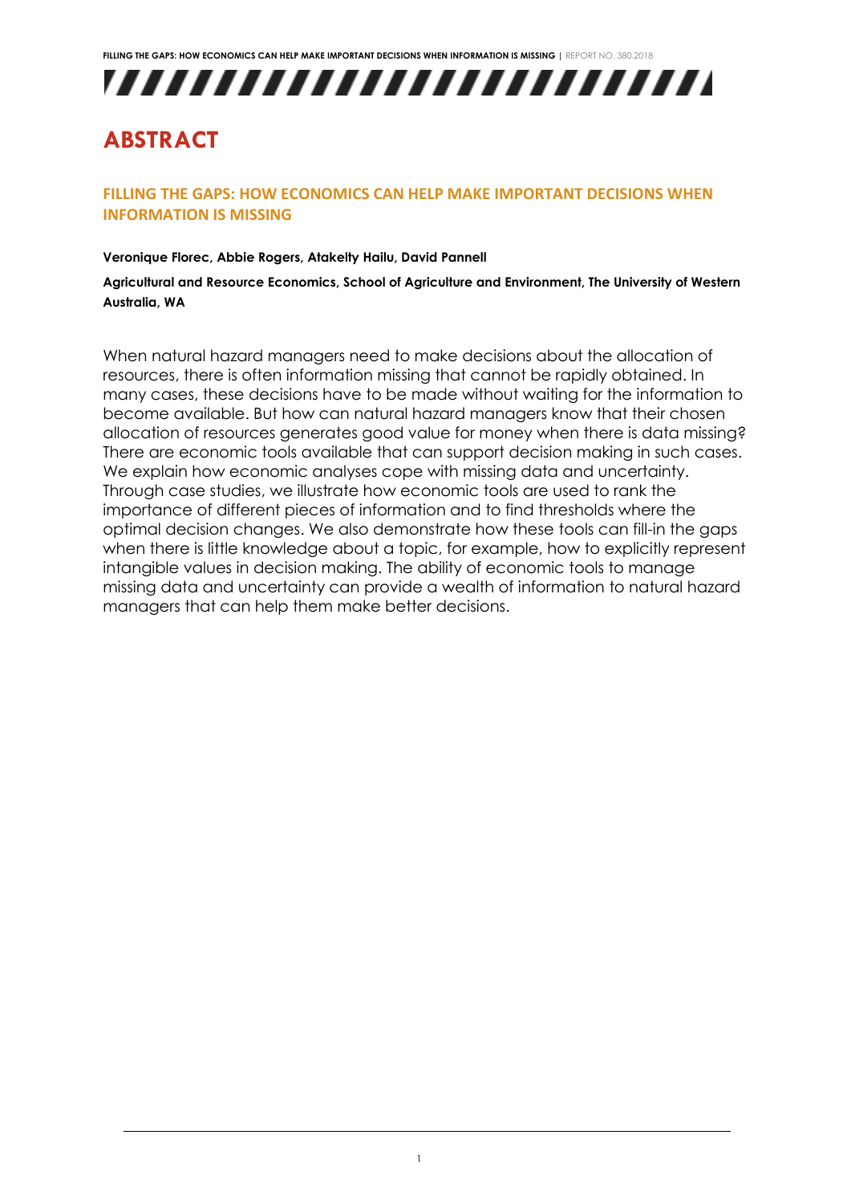# ABSTRACT

## FILLING THE GAPS: HOW ECONOMICS CAN HELP MAKE IMPORTANT DECISIONS WHEN INFORMATION IS MISSING

**Veronique Florec, Abbie Rogers, Atakelty Hailu, David Pannell**

**Agricultural and Resource Economics, School of Agriculture and Environment, The University of Western Australia, WA**

When natural hazard managers need to make decisions about the allocation of resources, there is often information missing that cannot be rapidly obtained. In many cases, these decisions have to be made without waiting for the information to become available. But how can natural hazard managers know that their chosen allocation of resources generates good value for money when there is data missing? There are economic tools available that can support decision making in such cases. We explain how economic analyses cope with missing data and uncertainty. Through case studies, we illustrate how economic tools are used to rank the importance of different pieces of information and to find thresholds where the optimal decision changes. We also demonstrate how these tools can fill-in the gaps when there is little knowledge about a topic, for example, how to explicitly represent intangible values in decision making. The ability of economic tools to manage missing data and uncertainty can provide a wealth of information to natural hazard managers that can help them make better decisions.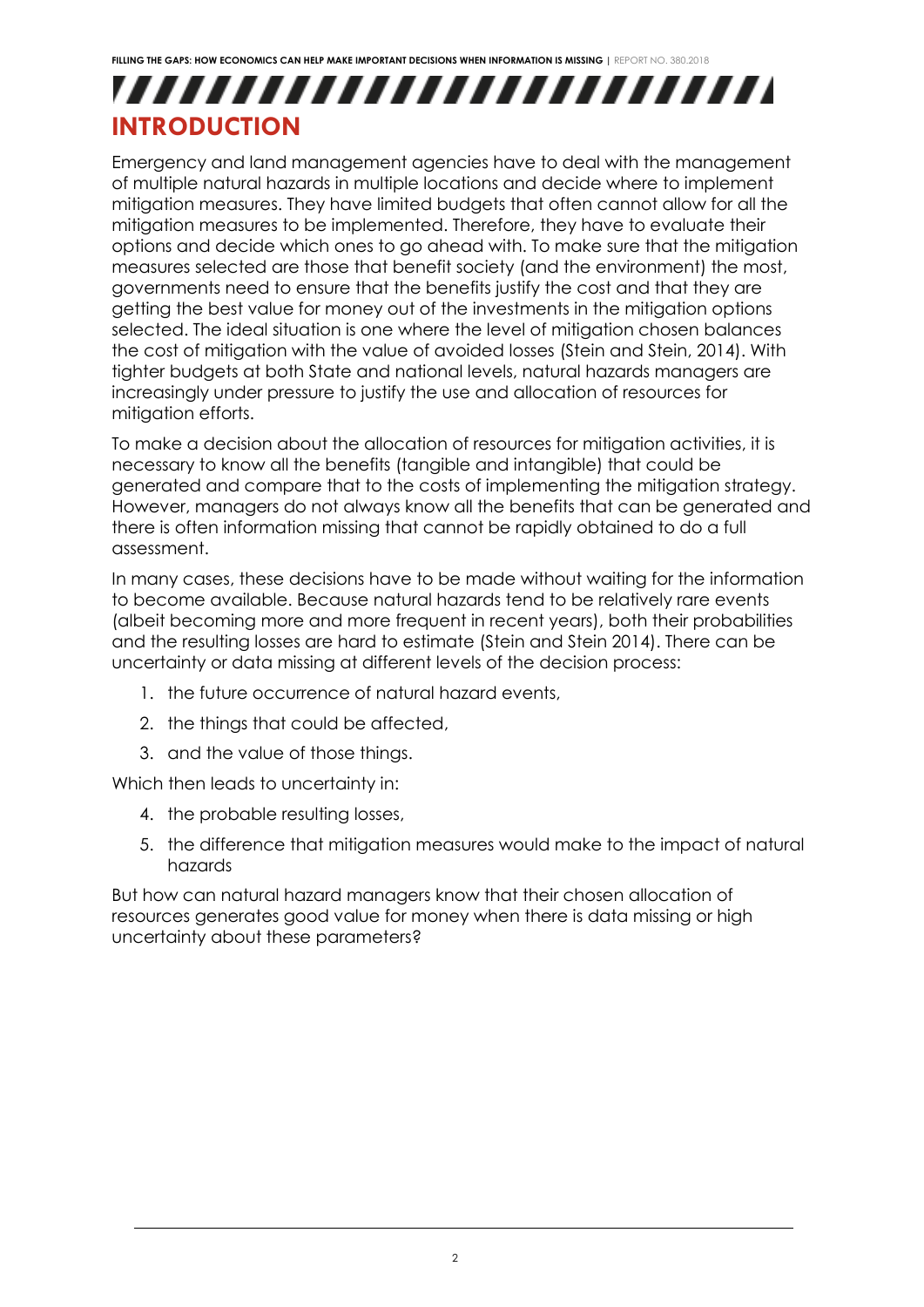# INTRODUCTION

Emergency and land management agencies have to deal with the management of multiple natural hazards in multiple locations and decide where to implement mitigation measures. They have limited budgets that often cannot allow for all the mitigation measures to be implemented. Therefore, they have to evaluate their options and decide which ones to go ahead with. To make sure that the mitigation measures selected are those that benefit society (and the environment) the most, governments need to ensure that the benefits justify the cost and that they are getting the best value for money out of the investments in the mitigation options selected. The ideal situation is one where the level of mitigation chosen balances the cost of mitigation with the value of avoided losses (Stein and Stein, 2014). With tighter budgets at both State and national levels, natural hazards managers are increasingly under pressure to justify the use and allocation of resources for mitigation efforts.

To make a decision about the allocation of resources for mitigation activities, it is necessary to know all the benefits (tangible and intangible) that could be generated and compare that to the costs of implementing the mitigation strategy. However, managers do not always know all the benefits that can be generated and there is often information missing that cannot be rapidly obtained to do a full assessment.

In many cases, these decisions have to be made without waiting for the information to become available. Because natural hazards tend to be relatively rare events (albeit becoming more and more frequent in recent years), both their probabilities and the resulting losses are hard to estimate (Stein and Stein 2014). There can be uncertainty or data missing at different levels of the decision process:

1. the future occurrence of natural hazard events,
2. the things that could be affected,
3. and the value of those things.

Which then leads to uncertainty in:

4. the probable resulting losses,
5. the difference that mitigation measures would make to the impact of natural hazards

But how can natural hazard managers know that their chosen allocation of resources generates good value for money when there is data missing or high uncertainty about these parameters?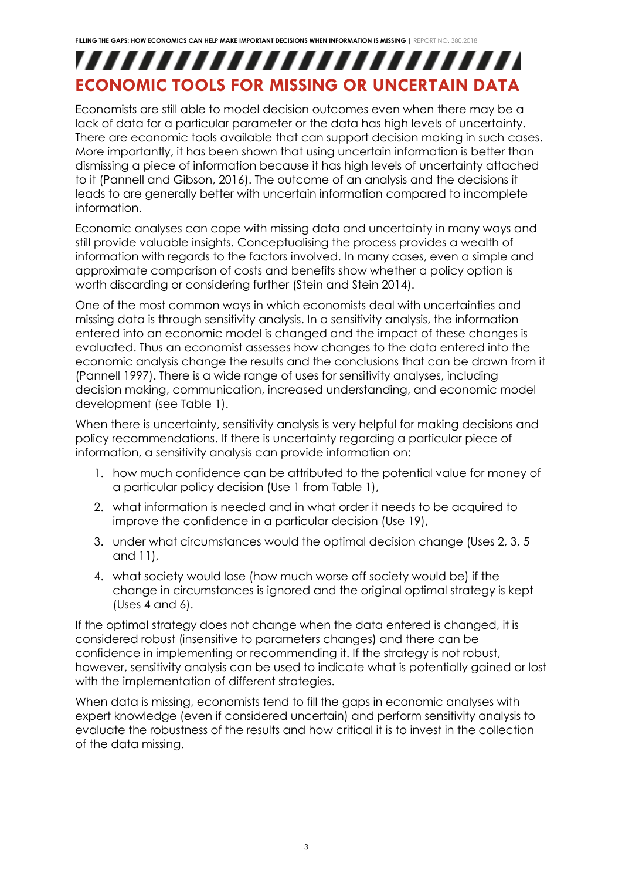## ECONOMIC TOOLS FOR MISSING OR UNCERTAIN DATA

Economists are still able to model decision outcomes even when there may be a lack of data for a particular parameter or the data has high levels of uncertainty. There are economic tools available that can support decision making in such cases. More importantly, it has been shown that using uncertain information is better than dismissing a piece of information because it has high levels of uncertainty attached to it (Pannell and Gibson, 2016). The outcome of an analysis and the decisions it leads to are generally better with uncertain information compared to incomplete information.

Economic analyses can cope with missing data and uncertainty in many ways and still provide valuable insights. Conceptualising the process provides a wealth of information with regards to the factors involved. In many cases, even a simple and approximate comparison of costs and benefits show whether a policy option is worth discarding or considering further (Stein and Stein 2014).

One of the most common ways in which economists deal with uncertainties and missing data is through sensitivity analysis. In a sensitivity analysis, the information entered into an economic model is changed and the impact of these changes is evaluated. Thus an economist assesses how changes to the data entered into the economic analysis change the results and the conclusions that can be drawn from it (Pannell 1997). There is a wide range of uses for sensitivity analyses, including decision making, communication, increased understanding, and economic model development (see Table 1).

When there is uncertainty, sensitivity analysis is very helpful for making decisions and policy recommendations. If there is uncertainty regarding a particular piece of information, a sensitivity analysis can provide information on:

1. how much confidence can be attributed to the potential value for money of a particular policy decision (Use 1 from Table 1),
2. what information is needed and in what order it needs to be acquired to improve the confidence in a particular decision (Use 19),
3. under what circumstances would the optimal decision change (Uses 2, 3, 5 and 11),
4. what society would lose (how much worse off society would be) if the change in circumstances is ignored and the original optimal strategy is kept (Uses 4 and 6).

If the optimal strategy does not change when the data entered is changed, it is considered robust (insensitive to parameters changes) and there can be confidence in implementing or recommending it. If the strategy is not robust, however, sensitivity analysis can be used to indicate what is potentially gained or lost with the implementation of different strategies.

When data is missing, economists tend to fill the gaps in economic analyses with expert knowledge (even if considered uncertain) and perform sensitivity analysis to evaluate the robustness of the results and how critical it is to invest in the collection of the data missing.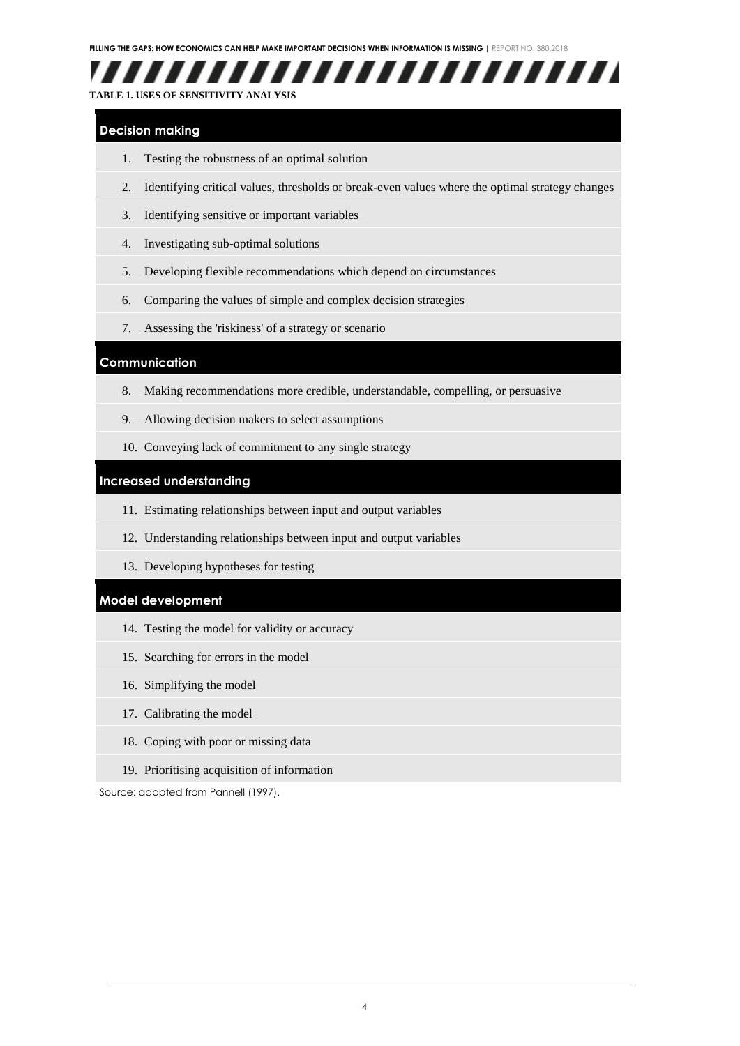**TABLE 1. USES OF SENSITIVITY ANALYSIS**

| Decision making |
|---|
| 1. Testing the robustness of an optimal solution |
| 2. Identifying critical values, thresholds or break-even values where the optimal strategy changes |
| 3. Identifying sensitive or important variables |
| 4. Investigating sub-optimal solutions |
| 5. Developing flexible recommendations which depend on circumstances |
| 6. Comparing the values of simple and complex decision strategies |
| 7. Assessing the 'riskiness' of a strategy or scenario |
| **Communication** |
| 8. Making recommendations more credible, understandable, compelling, or persuasive |
| 9. Allowing decision makers to select assumptions |
| 10. Conveying lack of commitment to any single strategy |
| **Increased understanding** |
| 11. Estimating relationships between input and output variables |
| 12. Understanding relationships between input and output variables |
| 13. Developing hypotheses for testing |
| **Model development** |
| 14. Testing the model for validity or accuracy |
| 15. Searching for errors in the model |
| 16. Simplifying the model |
| 17. Calibrating the model |
| 18. Coping with poor or missing data |
| 19. Prioritising acquisition of information |

Source: adapted from Pannell (1997).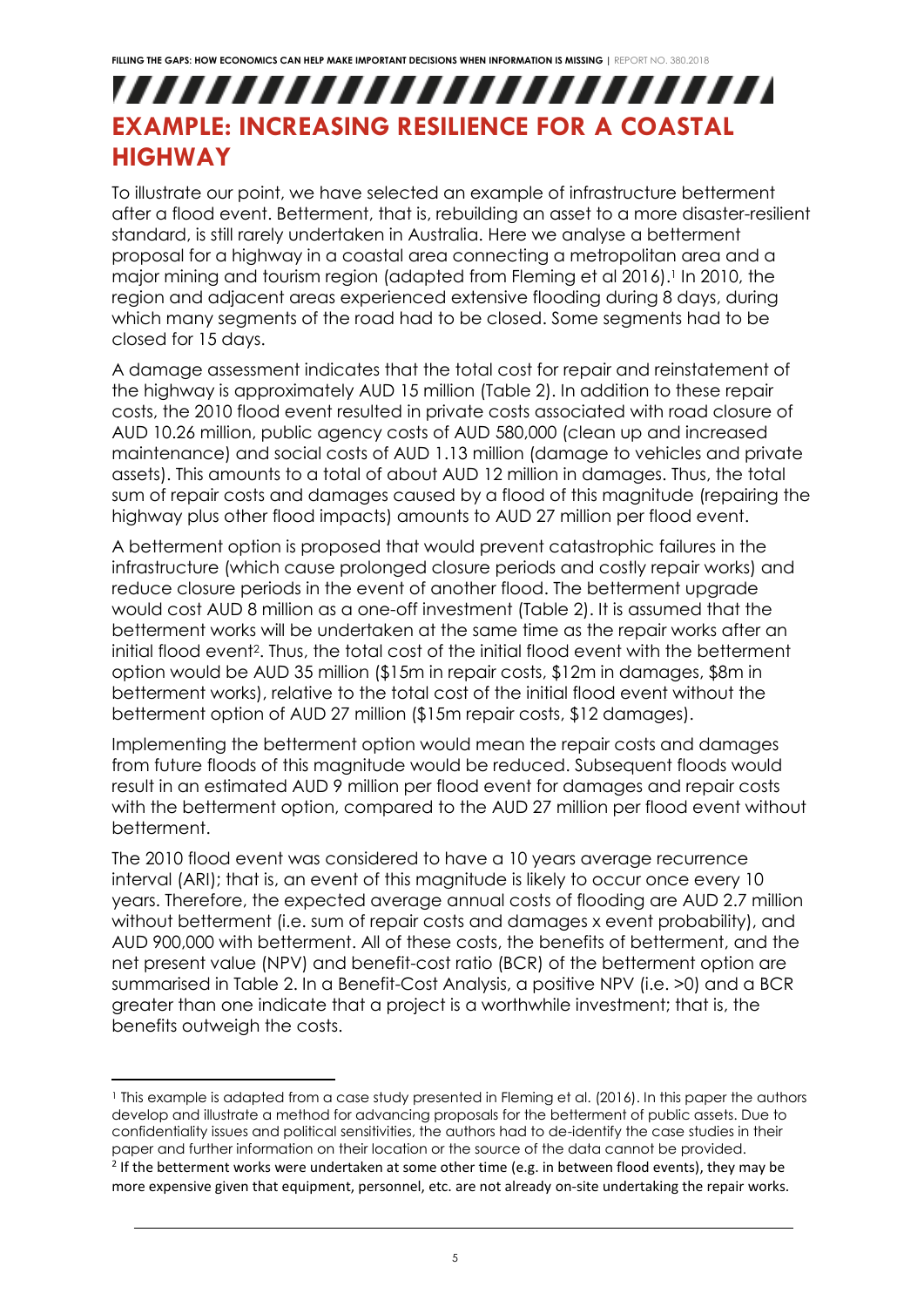# EXAMPLE: INCREASING RESILIENCE FOR A COASTAL HIGHWAY

To illustrate our point, we have selected an example of infrastructure betterment after a flood event. Betterment, that is, rebuilding an asset to a more disaster-resilient standard, is still rarely undertaken in Australia. Here we analyse a betterment proposal for a highway in a coastal area connecting a metropolitan area and a major mining and tourism region (adapted from Fleming et al 2016).[1] In 2010, the region and adjacent areas experienced extensive flooding during 8 days, during which many segments of the road had to be closed. Some segments had to be closed for 15 days.

A damage assessment indicates that the total cost for repair and reinstatement of the highway is approximately AUD 15 million (Table 2). In addition to these repair costs, the 2010 flood event resulted in private costs associated with road closure of AUD 10.26 million, public agency costs of AUD 580,000 (clean up and increased maintenance) and social costs of AUD 1.13 million (damage to vehicles and private assets). This amounts to a total of about AUD 12 million in damages. Thus, the total sum of repair costs and damages caused by a flood of this magnitude (repairing the highway plus other flood impacts) amounts to AUD 27 million per flood event.

A betterment option is proposed that would prevent catastrophic failures in the infrastructure (which cause prolonged closure periods and costly repair works) and reduce closure periods in the event of another flood. The betterment upgrade would cost AUD 8 million as a one-off investment (Table 2). It is assumed that the betterment works will be undertaken at the same time as the repair works after an initial flood event[2]. Thus, the total cost of the initial flood event with the betterment option would be AUD 35 million ($15m in repair costs, $12m in damages, $8m in betterment works), relative to the total cost of the initial flood event without the betterment option of AUD 27 million ($15m repair costs, $12 damages).

Implementing the betterment option would mean the repair costs and damages from future floods of this magnitude would be reduced. Subsequent floods would result in an estimated AUD 9 million per flood event for damages and repair costs with the betterment option, compared to the AUD 27 million per flood event without betterment.

The 2010 flood event was considered to have a 10 years average recurrence interval (ARI); that is, an event of this magnitude is likely to occur once every 10 years. Therefore, the expected average annual costs of flooding are AUD 2.7 million without betterment (i.e. sum of repair costs and damages x event probability), and AUD 900,000 with betterment. All of these costs, the benefits of betterment, and the net present value (NPV) and benefit-cost ratio (BCR) of the betterment option are summarised in Table 2. In a Benefit-Cost Analysis, a positive NPV (i.e. >0) and a BCR greater than one indicate that a project is a worthwhile investment; that is, the benefits outweigh the costs.

---

[1] This example is adapted from a case study presented in Fleming et al. (2016). In this paper the authors develop and illustrate a method for advancing proposals for the betterment of public assets. Due to confidentiality issues and political sensitivities, the authors had to de-identify the case studies in their paper and further information on their location or the source of the data cannot be provided.

[2] If the betterment works were undertaken at some other time (e.g. in between flood events), they may be more expensive given that equipment, personnel, etc. are not already on-site undertaking the repair works.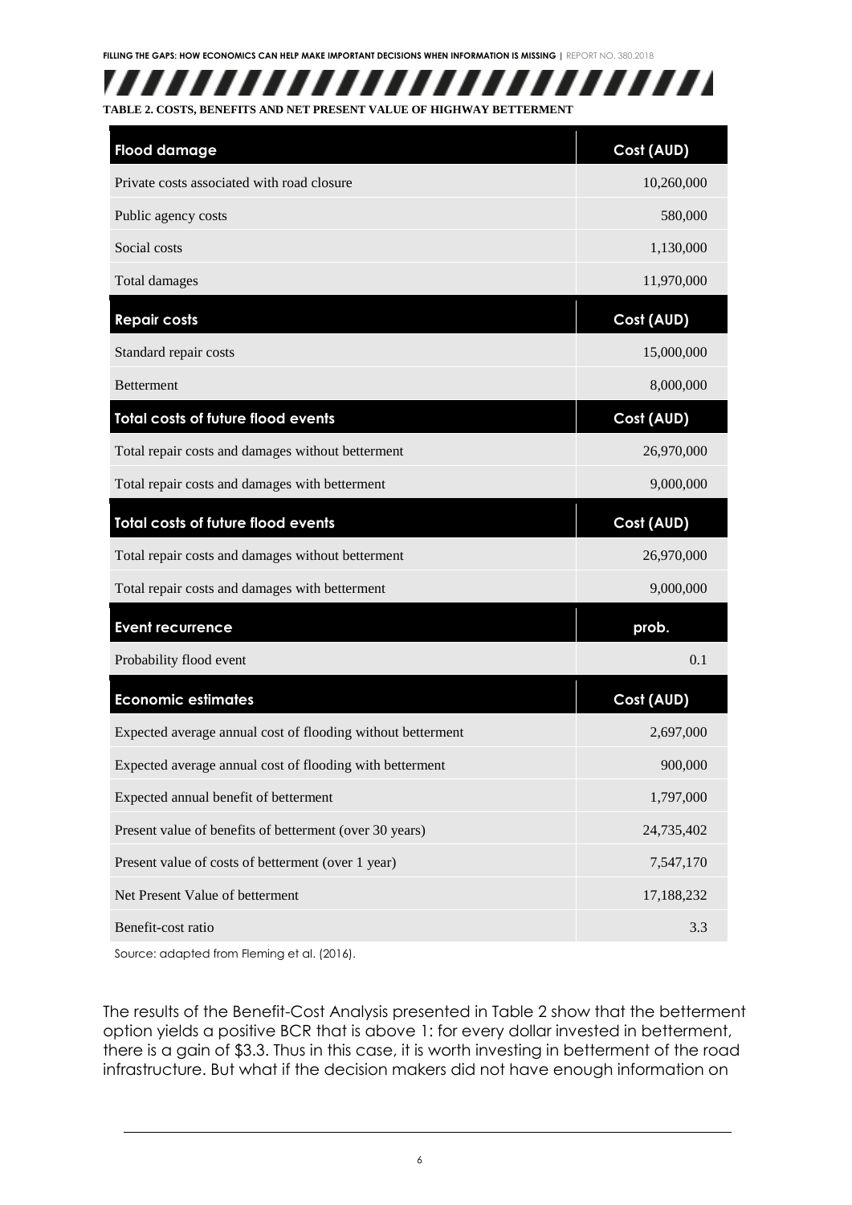**TABLE 2. COSTS, BENEFITS AND NET PRESENT VALUE OF HIGHWAY BETTERMENT**

| Flood damage | Cost (AUD) |
|---|---|
| Private costs associated with road closure | 10,260,000 |
| Public agency costs | 580,000 |
| Social costs | 1,130,000 |
| Total damages | 11,970,000 |
| **Repair costs** | **Cost (AUD)** |
| Standard repair costs | 15,000,000 |
| Betterment | 8,000,000 |
| **Total costs of future flood events** | **Cost (AUD)** |
| Total repair costs and damages without betterment | 26,970,000 |
| Total repair costs and damages with betterment | 9,000,000 |
| **Total costs of future flood events** | **Cost (AUD)** |
| Total repair costs and damages without betterment | 26,970,000 |
| Total repair costs and damages with betterment | 9,000,000 |
| **Event recurrence** | **prob.** |
| Probability flood event | 0.1 |
| **Economic estimates** | **Cost (AUD)** |
| Expected average annual cost of flooding without betterment | 2,697,000 |
| Expected average annual cost of flooding with betterment | 900,000 |
| Expected annual benefit of betterment | 1,797,000 |
| Present value of benefits of betterment (over 30 years) | 24,735,402 |
| Present value of costs of betterment (over 1 year) | 7,547,170 |
| Net Present Value of betterment | 17,188,232 |
| Benefit-cost ratio | 3.3 |

Source: adapted from Fleming et al. (2016).

The results of the Benefit-Cost Analysis presented in Table 2 show that the betterment option yields a positive BCR that is above 1: for every dollar invested in betterment, there is a gain of $3.3. Thus in this case, it is worth investing in betterment of the road infrastructure. But what if the decision makers did not have enough information on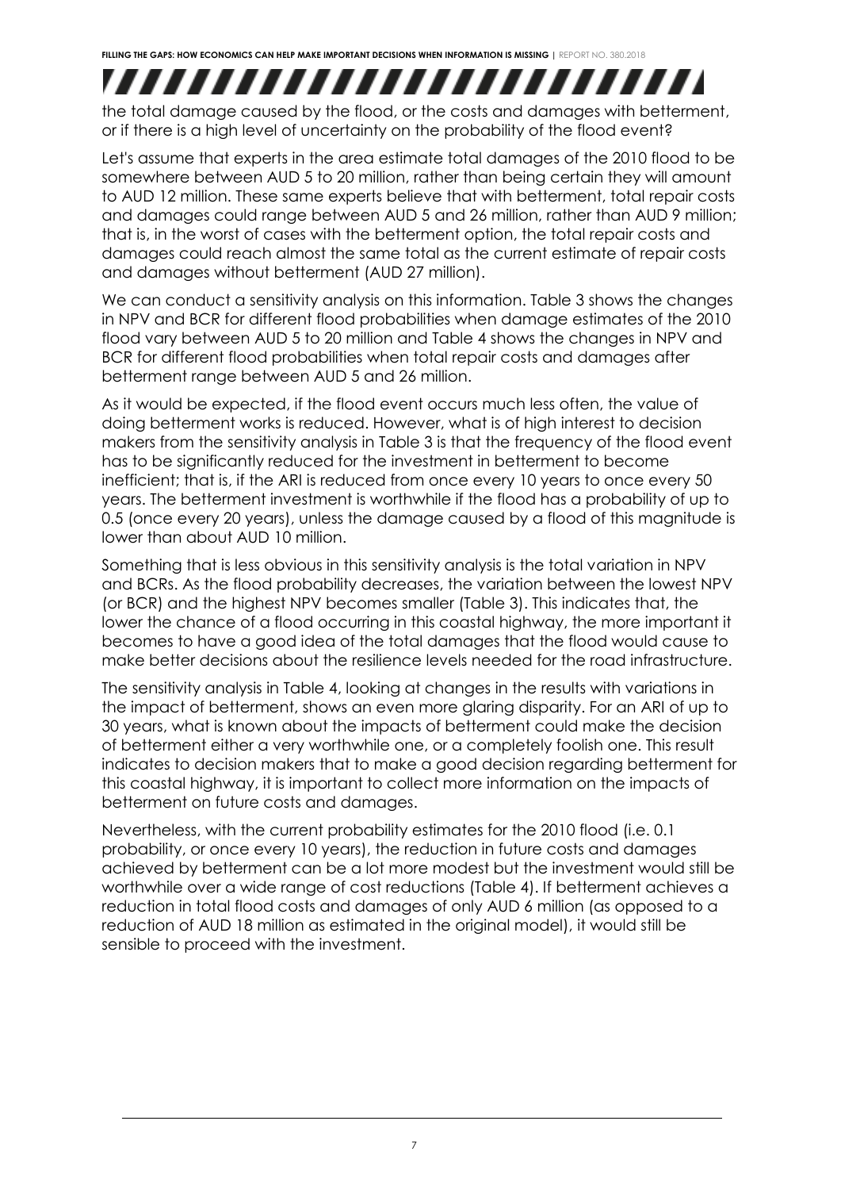the total damage caused by the flood, or the costs and damages with betterment, or if there is a high level of uncertainty on the probability of the flood event?

Let's assume that experts in the area estimate total damages of the 2010 flood to be somewhere between AUD 5 to 20 million, rather than being certain they will amount to AUD 12 million. These same experts believe that with betterment, total repair costs and damages could range between AUD 5 and 26 million, rather than AUD 9 million; that is, in the worst of cases with the betterment option, the total repair costs and damages could reach almost the same total as the current estimate of repair costs and damages without betterment (AUD 27 million).

We can conduct a sensitivity analysis on this information. Table 3 shows the changes in NPV and BCR for different flood probabilities when damage estimates of the 2010 flood vary between AUD 5 to 20 million and Table 4 shows the changes in NPV and BCR for different flood probabilities when total repair costs and damages after betterment range between AUD 5 and 26 million.

As it would be expected, if the flood event occurs much less often, the value of doing betterment works is reduced. However, what is of high interest to decision makers from the sensitivity analysis in Table 3 is that the frequency of the flood event has to be significantly reduced for the investment in betterment to become inefficient; that is, if the ARI is reduced from once every 10 years to once every 50 years. The betterment investment is worthwhile if the flood has a probability of up to 0.5 (once every 20 years), unless the damage caused by a flood of this magnitude is lower than about AUD 10 million.

Something that is less obvious in this sensitivity analysis is the total variation in NPV and BCRs. As the flood probability decreases, the variation between the lowest NPV (or BCR) and the highest NPV becomes smaller (Table 3). This indicates that, the lower the chance of a flood occurring in this coastal highway, the more important it becomes to have a good idea of the total damages that the flood would cause to make better decisions about the resilience levels needed for the road infrastructure.

The sensitivity analysis in Table 4, looking at changes in the results with variations in the impact of betterment, shows an even more glaring disparity. For an ARI of up to 30 years, what is known about the impacts of betterment could make the decision of betterment either a very worthwhile one, or a completely foolish one. This result indicates to decision makers that to make a good decision regarding betterment for this coastal highway, it is important to collect more information on the impacts of betterment on future costs and damages.

Nevertheless, with the current probability estimates for the 2010 flood (i.e. 0.1 probability, or once every 10 years), the reduction in future costs and damages achieved by betterment can be a lot more modest but the investment would still be worthwhile over a wide range of cost reductions (Table 4). If betterment achieves a reduction in total flood costs and damages of only AUD 6 million (as opposed to a reduction of AUD 18 million as estimated in the original model), it would still be sensible to proceed with the investment.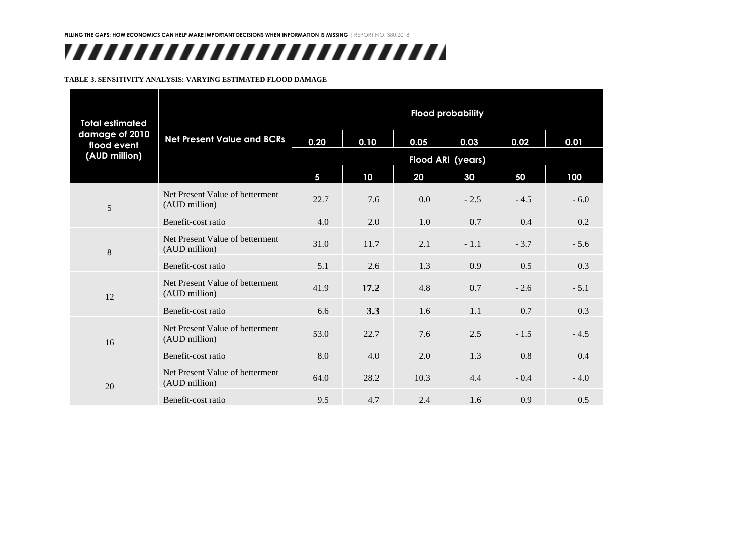**TABLE 3. SENSITIVITY ANALYSIS: VARYING ESTIMATED FLOOD DAMAGE**

| Total estimated damage of 2010 flood event (AUD million) | Net Present Value and BCRs | Flood probability | | | | | |
|---|---|---|---|---|---|---|---|
| | | 0.20 | 0.10 | 0.05 | 0.03 | 0.02 | 0.01 |
| | | Flood ARI (years) | | | | | |
| | | 5 | 10 | 20 | 30 | 50 | 100 |
| 5 | Net Present Value of betterment (AUD million) | 22.7 | 7.6 | 0.0 | - 2.5 | - 4.5 | - 6.0 |
| | Benefit-cost ratio | 4.0 | 2.0 | 1.0 | 0.7 | 0.4 | 0.2 |
| 8 | Net Present Value of betterment (AUD million) | 31.0 | 11.7 | 2.1 | - 1.1 | - 3.7 | - 5.6 |
| | Benefit-cost ratio | 5.1 | 2.6 | 1.3 | 0.9 | 0.5 | 0.3 |
| 12 | Net Present Value of betterment (AUD million) | 41.9 | **17.2** | 4.8 | 0.7 | - 2.6 | - 5.1 |
| | Benefit-cost ratio | 6.6 | **3.3** | 1.6 | 1.1 | 0.7 | 0.3 |
| 16 | Net Present Value of betterment (AUD million) | 53.0 | 22.7 | 7.6 | 2.5 | - 1.5 | - 4.5 |
| | Benefit-cost ratio | 8.0 | 4.0 | 2.0 | 1.3 | 0.8 | 0.4 |
| 20 | Net Present Value of betterment (AUD million) | 64.0 | 28.2 | 10.3 | 4.4 | - 0.4 | - 4.0 |
| | Benefit-cost ratio | 9.5 | 4.7 | 2.4 | 1.6 | 0.9 | 0.5 |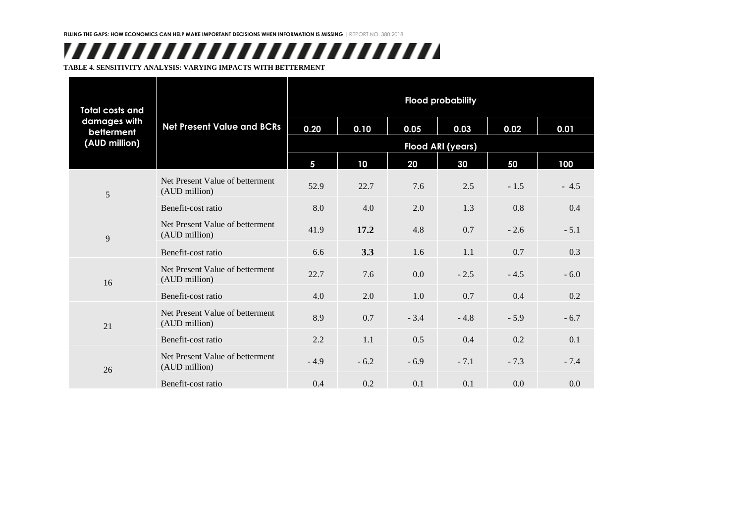**TABLE 4. SENSITIVITY ANALYSIS: VARYING IMPACTS WITH BETTERMENT**

| Total costs and damages with betterment (AUD million) | Net Present Value and BCRs | Flood probability | | | | | |
|---|---|---|---|---|---|---|---|
| | | 0.20 | 0.10 | 0.05 | 0.03 | 0.02 | 0.01 |
| | | Flood ARI (years) | | | | | |
| | | 5 | 10 | 20 | 30 | 50 | 100 |
| 5 | Net Present Value of betterment (AUD million) | 52.9 | 22.7 | 7.6 | 2.5 | - 1.5 | - 4.5 |
| | Benefit-cost ratio | 8.0 | 4.0 | 2.0 | 1.3 | 0.8 | 0.4 |
| 9 | Net Present Value of betterment (AUD million) | 41.9 | **17.2** | 4.8 | 0.7 | - 2.6 | - 5.1 |
| | Benefit-cost ratio | 6.6 | **3.3** | 1.6 | 1.1 | 0.7 | 0.3 |
| 16 | Net Present Value of betterment (AUD million) | 22.7 | 7.6 | 0.0 | - 2.5 | - 4.5 | - 6.0 |
| | Benefit-cost ratio | 4.0 | 2.0 | 1.0 | 0.7 | 0.4 | 0.2 |
| 21 | Net Present Value of betterment (AUD million) | 8.9 | 0.7 | - 3.4 | - 4.8 | - 5.9 | - 6.7 |
| | Benefit-cost ratio | 2.2 | 1.1 | 0.5 | 0.4 | 0.2 | 0.1 |
| 26 | Net Present Value of betterment (AUD million) | - 4.9 | - 6.2 | - 6.9 | - 7.1 | - 7.3 | - 7.4 |
| | Benefit-cost ratio | 0.4 | 0.2 | 0.1 | 0.1 | 0.0 | 0.0 |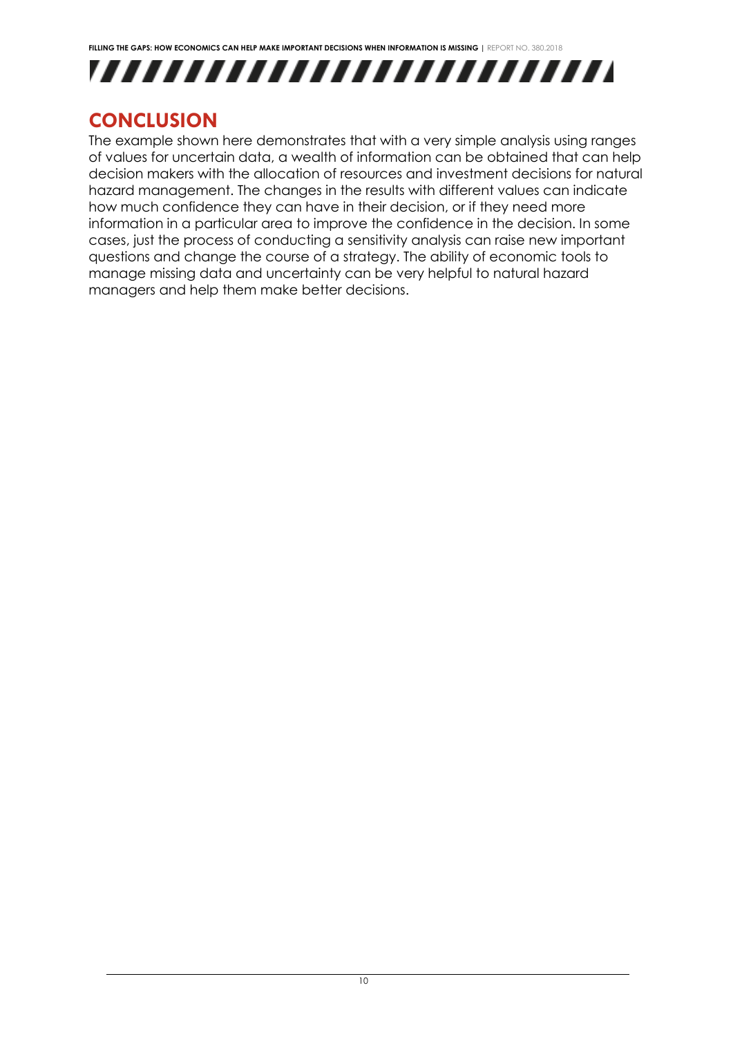## CONCLUSION

The example shown here demonstrates that with a very simple analysis using ranges of values for uncertain data, a wealth of information can be obtained that can help decision makers with the allocation of resources and investment decisions for natural hazard management. The changes in the results with different values can indicate how much confidence they can have in their decision, or if they need more information in a particular area to improve the confidence in the decision. In some cases, just the process of conducting a sensitivity analysis can raise new important questions and change the course of a strategy. The ability of economic tools to manage missing data and uncertainty can be very helpful to natural hazard managers and help them make better decisions.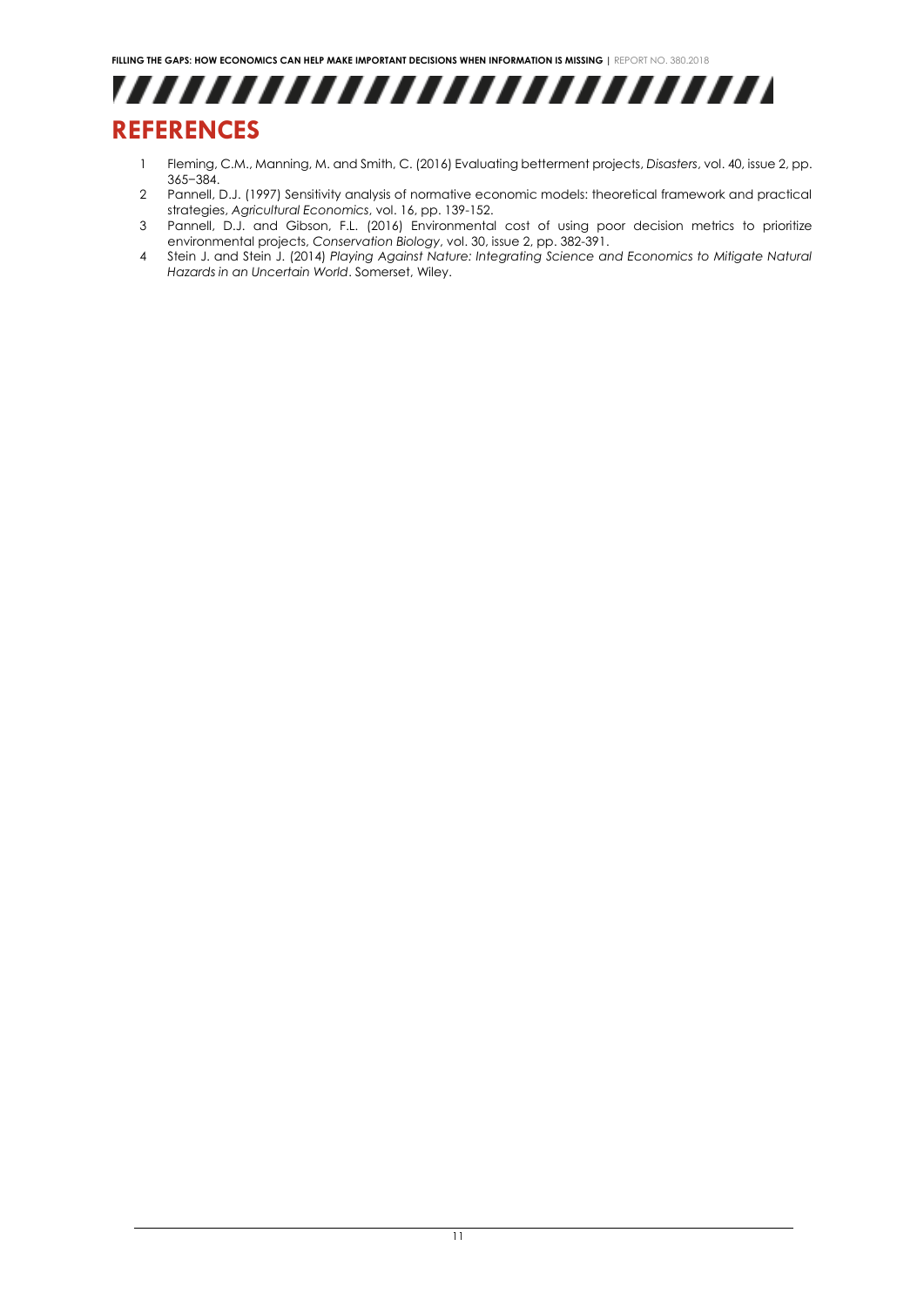## REFERENCES

1. Fleming, C.M., Manning, M. and Smith, C. (2016) Evaluating betterment projects, *Disasters*, vol. 40, issue 2, pp. 365–384.
2. Pannell, D.J. (1997) Sensitivity analysis of normative economic models: theoretical framework and practical strategies, *Agricultural Economics*, vol. 16, pp. 139-152.
3. Pannell, D.J. and Gibson, F.L. (2016) Environmental cost of using poor decision metrics to prioritize environmental projects, *Conservation Biology*, vol. 30, issue 2, pp. 382-391.
4. Stein J. and Stein J. (2014) *Playing Against Nature: Integrating Science and Economics to Mitigate Natural Hazards in an Uncertain World*. Somerset, Wiley.